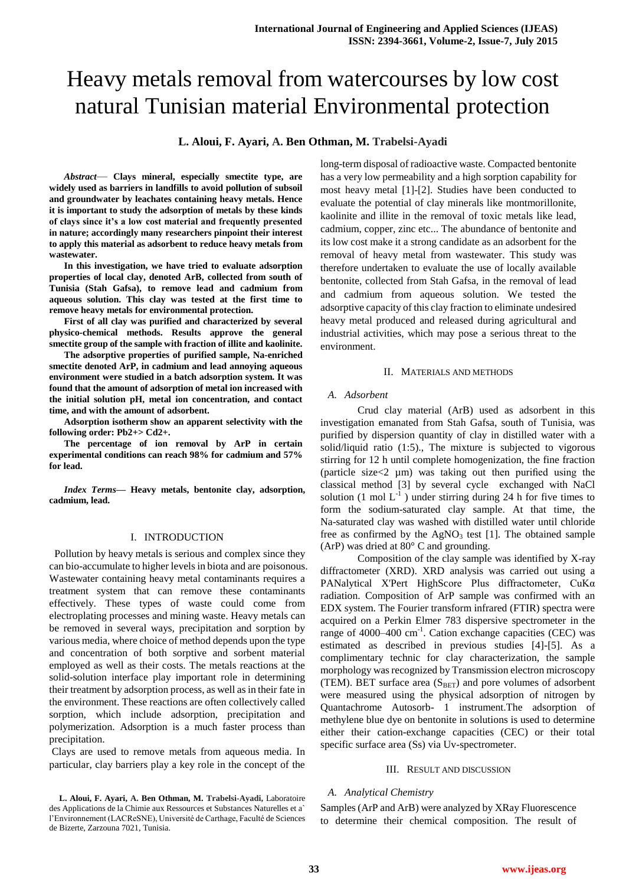# Heavy metals removal from watercourses by low cost natural Tunisian material Environmental protection

**L. Aloui, F. Ayari, A. Ben Othman, M. Trabelsi-Ayadi**

***Abstract*— Clays mineral, especially smectite type, are widely used as barriers in landfills to avoid pollution of subsoil and groundwater by leachates containing heavy metals. Hence it is important to study the adsorption of metals by these kinds of clays since it's a low cost material and frequently presented in nature; accordingly many researchers pinpoint their interest to apply this material as adsorbent to reduce heavy metals from wastewater.**

**In this investigation, we have tried to evaluate adsorption properties of local clay, denoted ArB, collected from south of Tunisia (Stah Gafsa), to remove lead and cadmium from aqueous solution. This clay was tested at the first time to remove heavy metals for environmental protection.**

**First of all clay was purified and characterized by several physico-chemical methods. Results approve the general smectite group of the sample with fraction of illite and kaolinite.**

**The adsorptive properties of purified sample, Na-enriched smectite denoted ArP, in cadmium and lead annoying aqueous environment were studied in a batch adsorption system. It was found that the amount of adsorption of metal ion increased with the initial solution pH, metal ion concentration, and contact time, and with the amount of adsorbent.**

**Adsorption isotherm show an apparent selectivity with the following order: Pb2+> Cd2+.**

**The percentage of ion removal by ArP in certain experimental conditions can reach 98% for cadmium and 57% for lead.**

***Index Terms*— Heavy metals, bentonite clay, adsorption, cadmium, lead.**

## I. INTRODUCTION

Pollution by heavy metals is serious and complex since they can bio-accumulate to higher levels in biota and are poisonous. Wastewater containing heavy metal contaminants requires a treatment system that can remove these contaminants effectively. These types of waste could come from electroplating processes and mining waste. Heavy metals can be removed in several ways, precipitation and sorption by various media, where choice of method depends upon the type and concentration of both sorptive and sorbent material employed as well as their costs. The metals reactions at the solid-solution interface play important role in determining their treatment by adsorption process, as well as in their fate in the environment. These reactions are often collectively called sorption, which include adsorption, precipitation and polymerization. Adsorption is a much faster process than precipitation.

Clays are used to remove metals from aqueous media. In particular, clay barriers play a key role in the concept of the long-term disposal of radioactive waste. Compacted bentonite has a very low permeability and a high sorption capability for most heavy metal [1]-[2]. Studies have been conducted to evaluate the potential of clay minerals like montmorillonite, kaolinite and illite in the removal of toxic metals like lead, cadmium, copper, zinc etc... The abundance of bentonite and its low cost make it a strong candidate as an adsorbent for the removal of heavy metal from wastewater. This study was therefore undertaken to evaluate the use of locally available bentonite, collected from Stah Gafsa, in the removal of lead and cadmium from aqueous solution. We tested the adsorptive capacity of this clay fraction to eliminate undesired heavy metal produced and released during agricultural and industrial activities, which may pose a serious threat to the environment.

L. Aloui, F. Ayari, A. Ben Othman, M. Trabelsi-Ayadi, Laboratoire des Applications de la Chimie aux Ressources et Substances Naturelles et a` l'Environnement (LACReSNE), Université de Carthage, Faculté de Sciences de Bizerte, Zarzouna 7021, Tunisia.

## II. MATERIALS AND METHODS

### *A. Adsorbent*

Crud clay material (ArB) used as adsorbent in this investigation emanated from Stah Gafsa, south of Tunisia, was purified by dispersion quantity of clay in distilled water with a solid/liquid ratio (1:5)., The mixture is subjected to vigorous stirring for 12 h until complete homogenization, the fine fraction (particle size<2 µm) was taking out then purified using the classical method [3] by several cycle exchanged with NaCl solution (1 mol $L^{-1}$ ) under stirring during 24 h for five times to form the sodium-saturated clay sample. At that time, the Na-saturated clay was washed with distilled water until chloride free as confirmed by the $AgNO_3$ test [1]. The obtained sample (ArP) was dried at 80° C and grounding.

Composition of the clay sample was identified by X-ray diffractometer (XRD). XRD analysis was carried out using a PANalytical X'Pert HighScore Plus diffractometer, CuKα radiation. Composition of ArP sample was confirmed with an EDX system. The Fourier transform infrared (FTIR) spectra were acquired on a Perkin Elmer 783 dispersive spectrometer in the range of 4000–400 $cm^{-1}$. Cation exchange capacities (CEC) was estimated as described in previous studies [4]-[5]. As a complimentary technic for clay characterization, the sample morphology was recognized by Transmission electron microscopy (TEM). BET surface area ($S_{BET}$) and pore volumes of adsorbent were measured using the physical adsorption of nitrogen by Quantachrome Autosorb- 1 instrument.The adsorption of methylene blue dye on bentonite in solutions is used to determine either their cation-exchange capacities (CEC) or their total specific surface area (Ss) via Uv-spectrometer.

## III. RESULT AND DISCUSSION

### *A. Analytical Chemistry*

Samples (ArP and ArB) were analyzed by XRay Fluorescence to determine their chemical composition. The result of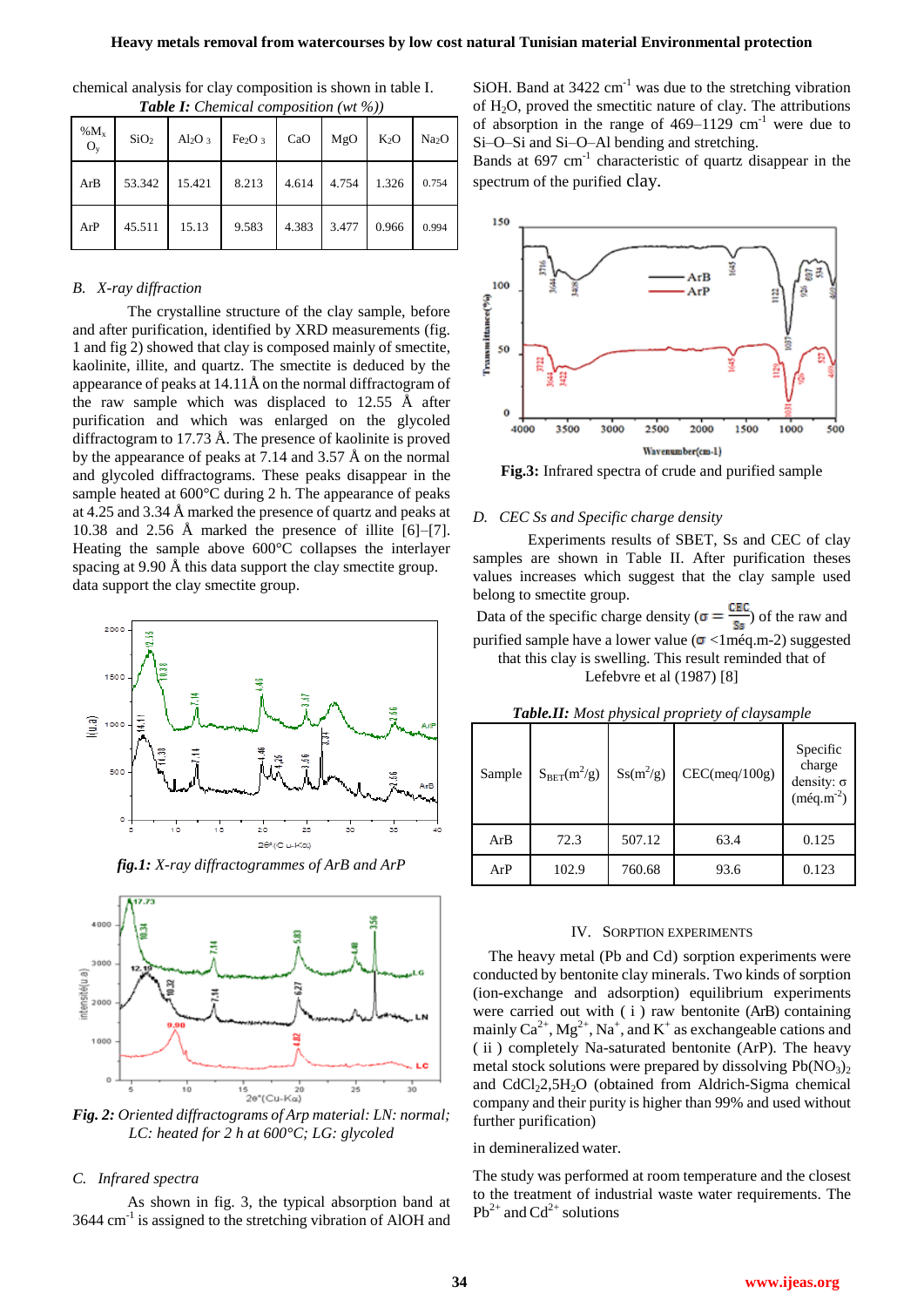chemical analysis for clay composition is shown in table I.

*Table I: Chemical composition (wt %))*

| %$M_xO_y$ | $SiO_2$ | $Al_2O_3$ | $Fe_2O_3$ | CaO | MgO | $K_2O$ | $Na_2O$ |
|---|---|---|---|---|---|---|---|
| ArB | 53.342 | 15.421 | 8.213 | 4.614 | 4.754 | 1.326 | 0.754 |
| ArP | 45.511 | 15.13 | 9.583 | 4.383 | 3.477 | 0.966 | 0.994 |

### B. X-ray diffraction

The crystalline structure of the clay sample, before and after purification, identified by XRD measurements (fig. 1 and fig 2) showed that clay is composed mainly of smectite, kaolinite, illite, and quartz. The smectite is deduced by the appearance of peaks at 14.11Å on the normal diffractogram of the raw sample which was displaced to 12.55 Å after purification and which was enlarged on the glycoled diffractogram to 17.73 Å. The presence of kaolinite is proved by the appearance of peaks at 7.14 and 3.57 Å on the normal and glycoled diffractograms. These peaks disappear in the sample heated at 600°C during 2 h. The appearance of peaks at 4.25 and 3.34 Å marked the presence of quartz and peaks at 10.38 and 2.56 Å marked the presence of illite [6]–[7]. Heating the sample above 600°C collapses the interlayer spacing at 9.90 Å this data support the clay smectite group. data support the clay smectite group.

*fig.1: X-ray diffractogrammes of ArB and ArP*

*Fig. 2: Oriented diffractograms of Arp material: LN: normal; LC: heated for 2 h at 600°C; LG: glycoled*

### C. Infrared spectra

As shown in fig. 3, the typical absorption band at 3644 $cm^{-1}$ is assigned to the stretching vibration of AlOH and SiOH. Band at 3422 $cm^{-1}$ was due to the stretching vibration of $H_2O$, proved the smectic nature of clay. The attributions of absorption in the range of 469–1129 $cm^{-1}$ were due to Si–O–Si and Si–O–Al bending and stretching.

Bands at 697 $cm^{-1}$ characteristic of quartz disappear in the spectrum of the purified clay.

**Fig.3:** Infrared spectra of crude and purified sample

### D. CEC Ss and Specific charge density

Experiments results of SBET, Ss and CEC of clay samples are shown in Table II. After purification theses values increases which suggest that the clay sample used belong to smectite group.

Data of the specific charge density ($\sigma = \frac{CEC}{Ss}$) of the raw and purified sample have a lower value ($\sigma$ <1méq.m-2) suggested that this clay is swelling. This result reminded that of Lefebvre et al (1987) [8]

***Table.II:** Most physical propriety of claysample*

| Sample | $S_{BET}(m^2/g)$ | $Ss(m^2/g)$ | CEC(meq/100g) | Specific charge density: $\sigma$ (méq.$m^{-2}$) |
|---|---|---|---|---|
| ArB | 72.3 | 507.12 | 63.4 | 0.125 |
| ArP | 102.9 | 760.68 | 93.6 | 0.123 |

## IV. Sorption Experiments

The heavy metal (Pb and Cd) sorption experiments were conducted by bentonite clay minerals. Two kinds of sorption (ion-exchange and adsorption) equilibrium experiments were carried out with ( i ) raw bentonite (ArB) containing mainly $Ca^{2+}$, $Mg^{2+}$, $Na^{+}$, and $K^{+}$ as exchangeable cations and ( ii ) completely Na-saturated bentonite (ArP). The heavy metal stock solutions were prepared by dissolving $Pb(NO_3)_2$ and $CdCl_2 2{,}5H_2O$ (obtained from Aldrich-Sigma chemical company and their purity is higher than 99% and used without further purification)

in demineralized water.

The study was performed at room temperature and the closest to the treatment of industrial waste water requirements. The $Pb^{2+}$ and $Cd^{2+}$ solutions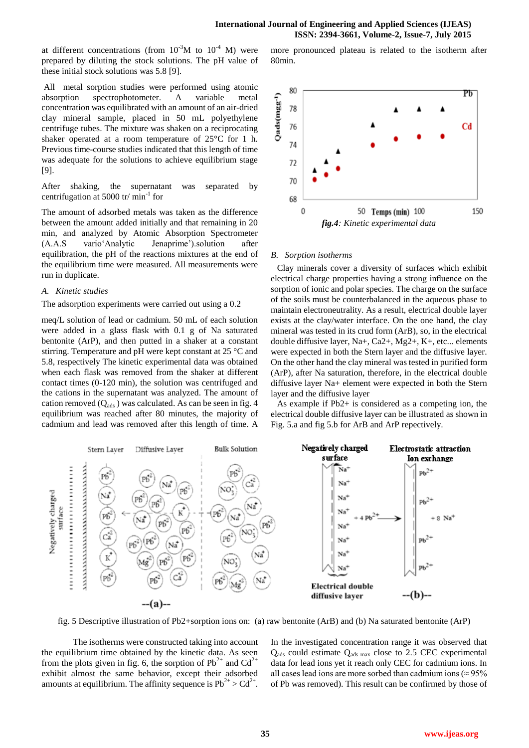at different concentrations (from $10^{-3}$M to $10^{-4}$ M) were prepared by diluting the stock solutions. The pH value of these initial stock solutions was 5.8 [9].

All metal sorption studies were performed using atomic absorption spectrophotometer. A variable metal concentration was equilibrated with an amount of an air-dried clay mineral sample, placed in 50 mL polyethylene centrifuge tubes. The mixture was shaken on a reciprocating shaker operated at a room temperature of 25°C for 1 h. Previous time-course studies indicated that this length of time was adequate for the solutions to achieve equilibrium stage [9].

After shaking, the supernatant was separated by centrifugation at 5000 tr/ $min^{-1}$ for

The amount of adsorbed metals was taken as the difference between the amount added initially and that remaining in 20 min, and analyzed by Atomic Absorption Spectrometer (A.A.S vario'Analytic Jenaprime').solution after equilibration, the pH of the reactions mixtures at the end of the equilibration time were measured. All measurements were run in duplicate.

### A. *Kinetic studies*

The adsorption experiments were carried out using a 0.2

meq/L solution of lead or cadmium. 50 mL of each solution were added in a glass flask with 0.1 g of Na saturated bentonite (ArP), and then putted in a shaker at a constant stirring. Temperature and pH were kept constant at 25 °C and 5.8, respectively The kinetic experimental data was obtained when each flask was removed from the shaker at different contact times (0-120 min), the solution was centrifuged and the cations in the supernatant was analyzed. The amount of cation removed ($Q_{ads}$ ) was calculated. As can be seen in fig. 4 equilibrium was reached after 80 minutes, the majority of cadmium and lead was removed after this length of time. A more pronounced plateau is related to the isotherm after 80min.

***fig.4****: Kinetic experimental data*

### B. *Sorption isotherms*

Clay minerals cover a diversity of surfaces which exhibit electrical charge properties having a strong influence on the sorption of ionic and polar species. The charge on the surface of the soils must be counterbalanced in the aqueous phase to maintain electroneutrality. As a result, electrical double layer exists at the clay/water interface. On the one hand, the clay mineral was tested in its crud form (ArB), so, in the electrical double diffusive layer, Na+, Ca2+, Mg2+, K+, etc... elements were expected in both the Stern layer and the diffusive layer. On the other hand the clay mineral was tested in purified form (ArP), after Na saturation, therefore, in the electrical double diffusive layer Na+ element were expected in both the Stern layer and the diffusive layer

As example if Pb2+ is considered as a competing ion, the electrical double diffusive layer can be illustrated as shown in Fig. 5.a and fig 5.b for ArB and ArP repectively.

fig. 5 Descriptive illustration of Pb2+sorption ions on: (a) raw bentonite (ArB) and (b) Na saturated bentonite (ArP)

The isotherms were constructed taking into account the equilibrium time obtained by the kinetic data. As seen from the plots given in fig. 6, the sorption of $Pb^{2+}$ and $Cd^{2+}$ exhibit almost the same behavior, except their adsorbed amounts at equilibrium. The affinity sequence is $Pb^{2+} > Cd^{2+}$.

In the investigated concentration range it was observed that $Q_{ads}$ could estimate $Q_{ads\ max}$ close to 2.5 CEC experimental data for lead ions yet it reach only CEC for cadmium ions. In all cases lead ions are more sorbed than cadmium ions (≈ 95% of Pb was removed). This result can be confirmed by those of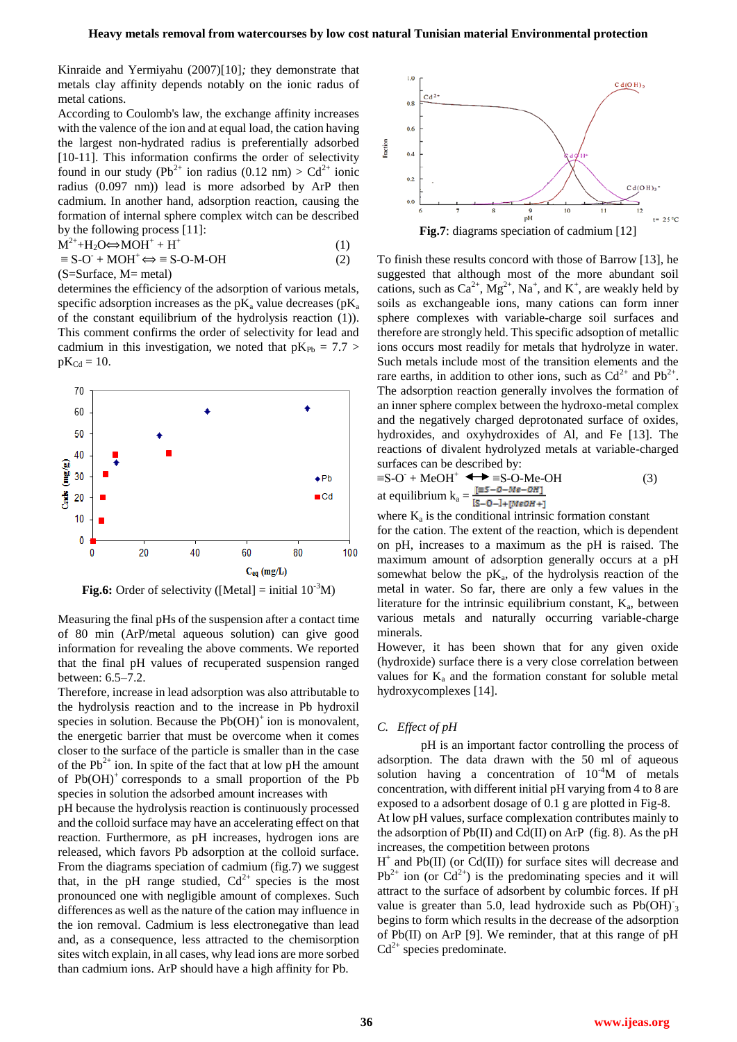Kinraide and Yermiyahu (2007)[10]; they demonstrate that metals clay affinity depends notably on the ionic radius of metal cations.

According to Coulomb's law, the exchange affinity increases with the valence of the ion and at equal load, the cation having the largest non-hydrated radius is preferentially adsorbed [10-11]. This information confirms the order of selectivity found in our study ($Pb^{2+}$ ion radius (0.12 nm) > $Cd^{2+}$ ionic radius (0.097 nm)) lead is more adsorbed by ArP then cadmium. In another hand, adsorption reaction, causing the formation of internal sphere complex witch can be described by the following process [11]:

$$M^{2+} + H_2O \Leftrightarrow MOH^+ + H^+ \quad (1)$$

$$\equiv S\text{-}O^- + MOH^+ \Leftrightarrow \equiv S\text{-}O\text{-}M\text{-}OH \quad (2)$$

(S=Surface, M= metal)

determines the efficiency of the adsorption of various metals, specific adsorption increases as the $pK_a$ value decreases ($pK_a$ of the constant equilibrium of the hydrolysis reaction (1)). This comment confirms the order of selectivity for lead and cadmium in this investigation, we noted that $pK_{Pb} = 7.7 > pK_{Cd} = 10$.

**Fig.6:** Order of selectivity ([Metal] = initial $10^{-3}$M)

Measuring the final pHs of the suspension after a contact time of 80 min (ArP/metal aqueous solution) can give good information for revealing the above comments. We reported that the final pH values of recuperated suspension ranged between: 6.5–7.2.

Therefore, increase in lead adsorption was also attributable to the hydrolysis reaction and to the increase in Pb hydroxil species in solution. Because the $Pb(OH)^+$ ion is monovalent, the energetic barrier that must be overcome when it comes closer to the surface of the particle is smaller than in the case of the $Pb^{2+}$ ion. In spite of the fact that at low pH the amount of $Pb(OH)^+$ corresponds to a small proportion of the Pb species in solution the adsorbed amount increases with pH because the hydrolysis reaction is continuously processed and the colloid surface may have an accelerating effect on that reaction. Furthermore, as pH increases, hydrogen ions are released, which favors Pb adsorption at the colloid surface. From the diagrams speciation of cadmium (fig.7) we suggest that, in the pH range studied, $Cd^{2+}$ species is the most pronounced one with negligible amount of complexes. Such differences as well as the nature of the cation may influence in the ion removal. Cadmium is less electronegative than lead and, as a consequence, less attracted to the chemisorption sites witch explain, in all cases, why lead ions are more sorbed than cadmium ions. ArP should have a high affinity for Pb.

**Fig.7**: diagrams speciation of cadmium [12]

To finish these results concord with those of Barrow [13], he suggested that although most of the more abundant soil cations, such as $Ca^{2+}$, $Mg^{2+}$, $Na^+$, and $K^+$, are weakly held by soils as exchangeable ions, many cations can form inner sphere complexes with variable-charge soil surfaces and therefore are strongly held. This specific adsoption of metallic ions occurs most readily for metals that hydrolyze in water. Such metals include most of the transition elements and the rare earths, in addition to other ions, such as $Cd^{2+}$ and $Pb^{2+}$. The adsorption reaction generally involves the formation of an inner sphere complex between the hydroxo-metal complex and the negatively charged deprotonated surface of oxides, hydroxides, and oxyhydroxides of Al, and Fe [13]. The reactions of divalent hydrolyzed metals at variable-charged surfaces can be described by:

$$\equiv S\text{-}O^- + MeOH^+ \leftrightarrow \equiv S\text{-}O\text{-}Me\text{-}OH \quad (3)$$

at equilibrium $k_a = \frac{[\equiv S-O-Me-OH]}{[S-O-] + [MeOH+]}$

where $K_a$ is the conditional intrinsic formation constant for the cation. The extent of the reaction, which is dependent on pH, increases to a maximum as the pH is raised. The maximum amount of adsorption generally occurs at a pH somewhat below the $pK_a$, of the hydrolysis reaction of the metal in water. So far, there are only a few values in the literature for the intrinsic equilibrium constant, $K_a$, between various metals and naturally occurring variable-charge minerals.

However, it has been shown that for any given oxide (hydroxide) surface there is a very close correlation between values for $K_a$ and the formation constant for soluble metal hydroxycomplexes [14].

### C. *Effect of pH*

pH is an important factor controlling the process of adsorption. The data drawn with the 50 ml of aqueous solution having a concentration of $10^{-4}$M of metals concentration, with different initial pH varying from 4 to 8 are exposed to a adsorbent dosage of 0.1 g are plotted in Fig-8.

At low pH values, surface complexation contributes mainly to the adsorption of Pb(II) and Cd(II) on ArP (fig. 8). As the pH increases, the competition between protons $H^+$ and Pb(II) (or Cd(II)) for surface sites will decrease and $Pb^{2+}$ ion (or $Cd^{2+}$) is the predominating species and it will attract to the surface of adsorbent by columbic forces. If pH value is greater than 5.0, lead hydroxide such as $Pb(OH)^-_3$ begins to form which results in the decrease of the adsorption of Pb(II) on ArP [9]. We reminder, that at this range of pH $Cd^{2+}$ species predominate.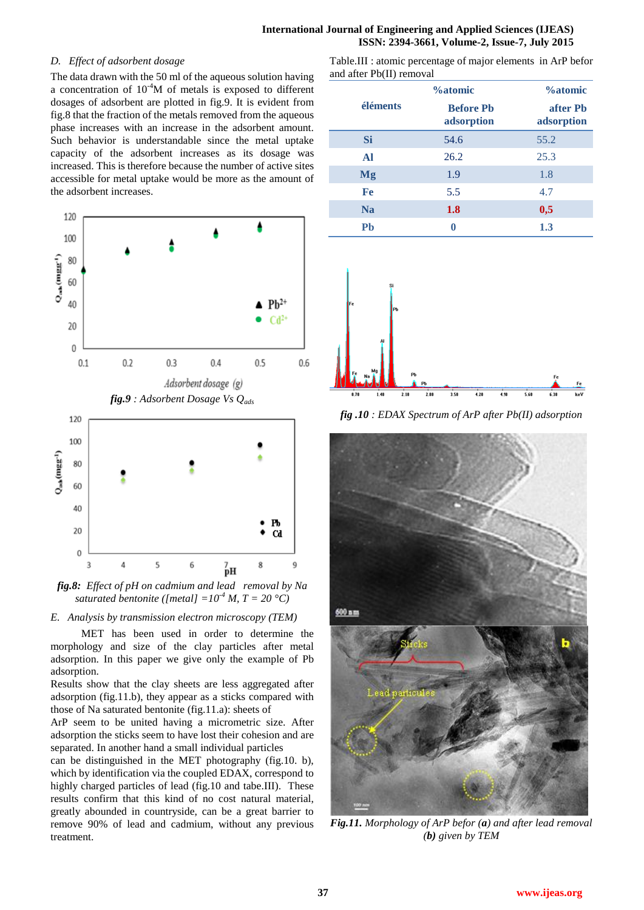### D. Effect of adsorbent dosage

The data drawn with the 50 ml of the aqueous solution having a concentration of $10^{-4}$M of metals is exposed to different dosages of adsorbent are plotted in fig.9. It is evident from fig.8 that the fraction of the metals removed from the aqueous phase increases with an increase in the adsorbent amount. Such behavior is understandable since the metal uptake capacity of the adsorbent increases as its dosage was increased. This is therefore because the number of active sites accessible for metal uptake would be more as the amount of the adsorbent increases.

***fig.9** : Adsorbent Dosage Vs $Q_{ads}$*

***fig.8:** Effect of pH on cadmium and lead removal by Na saturated bentonite ([metal] $=10^{-4}$ M, T = 20 °C)*

### E. Analysis by transmission electron microscopy (TEM)

MET has been used in order to determine the morphology and size of the clay particles after metal adsorption. In this paper we give only the example of Pb adsorption.

Results show that the clay sheets are less aggregated after adsorption (fig.11.b), they appear as a sticks compared with those of Na saturated bentonite (fig.11.a): sheets of ArP seem to be united having a micrometric size. After adsorption the sticks seem to have lost their cohesion and are separated. In another hand a small individual particles can be distinguished in the MET photography (fig.10. b), which by identification via the coupled EDAX, correspond to highly charged particles of lead (fig.10 and tabe.III). These results confirm that this kind of no cost natural material, greatly abounded in countryside, can be a great barrier to remove 90% of lead and cadmium, without any previous treatment.

Table.III : atomic percentage of major elements in ArP befor and after Pb(II) removal

| éléments | %atomic Before Pb adsorption | %atomic after Pb adsorption |
|---|---|---|
| Si | 54.6 | 55.2 |
| Al | 26.2 | 25.3 |
| Mg | 1.9 | 1.8 |
| Fe | 5.5 | 4.7 |
| Na | 1.8 | 0,5 |
| Pb | 0 | 1.3 |

***fig .10** : EDAX Spectrum of ArP after Pb(II) adsorption*

***Fig.11.** Morphology of ArP befor (**a**) and after lead removal (**b**) given by TEM*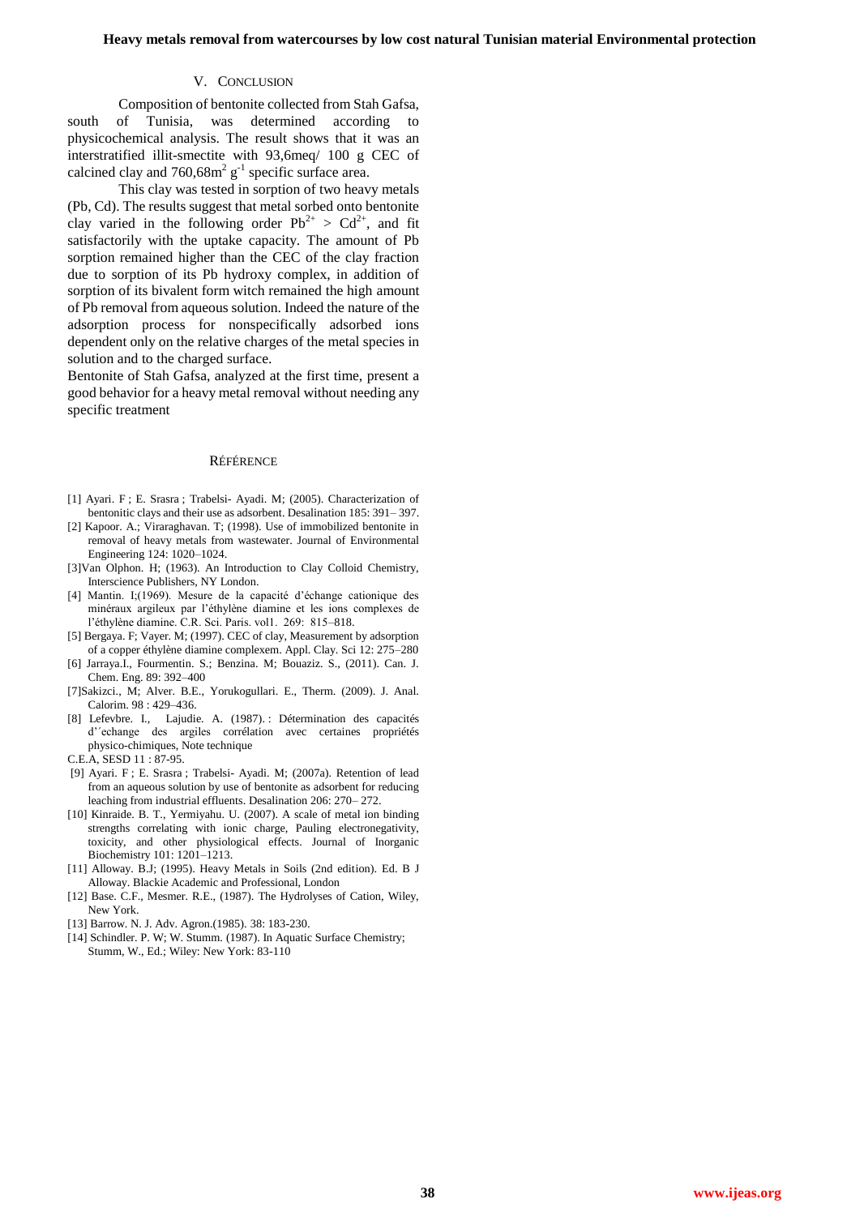## V. CONCLUSION

Composition of bentonite collected from Stah Gafsa, south of Tunisia, was determined according to physicochemical analysis. The result shows that it was an interstratified illit-smectite with 93,6meq/ 100 g CEC of calcined clay and 760,68m$^2$ g$^{-1}$ specific surface area.

This clay was tested in sorption of two heavy metals (Pb, Cd). The results suggest that metal sorbed onto bentonite clay varied in the following order $Pb^{2+} > Cd^{2+}$, and fit satisfactorily with the uptake capacity. The amount of Pb sorption remained higher than the CEC of the clay fraction due to sorption of its Pb hydroxy complex, in addition of sorption of its bivalent form witch remained the high amount of Pb removal from aqueous solution. Indeed the nature of the adsorption process for nonspecifically adsorbed ions dependent only on the relative charges of the metal species in solution and to the charged surface.

Bentonite of Stah Gafsa, analyzed at the first time, present a good behavior for a heavy metal removal without needing any specific treatment

## RÉFÉRENCE

[1] Ayari. F ; E. Srasra ; Trabelsi- Ayadi. M; (2005). Characterization of bentonitic clays and their use as adsorbent. Desalination 185: 391– 397.

[2] Kapoor. A.; Viraraghavan. T; (1998). Use of immobilized bentonite in removal of heavy metals from wastewater. Journal of Environmental Engineering 124: 1020–1024.

[3]Van Olphon. H; (1963). An Introduction to Clay Colloid Chemistry, Interscience Publishers, NY London.

[4] Mantin. I;(1969). Mesure de la capacité d'échange cationique des minéraux argileux par l'éthylène diamine et les ions complexes de l'éthylène diamine. C.R. Sci. Paris. vol1. 269: 815–818.

[5] Bergaya. F; Vayer. M; (1997). CEC of clay, Measurement by adsorption of a copper éthylène diamine complexem. Appl. Clay. Sci 12: 275–280

[6] Jarraya.I., Fourmentin. S.; Benzina. M; Bouaziz. S., (2011). Can. J. Chem. Eng. 89: 392–400

[7]Sakizci., M; Alver. B.E., Yorukogullari. E., Therm. (2009). J. Anal. Calorim. 98 : 429–436.

[8] Lefevbre. I., Lajudie. A. (1987). : Détermination des capacités d''echange des argiles corrélation avec certaines propriétés physico-chimiques, Note technique C.E.A, SESD 11 : 87-95.

[9] Ayari. F ; E. Srasra ; Trabelsi- Ayadi. M; (2007a). Retention of lead from an aqueous solution by use of bentonite as adsorbent for reducing leaching from industrial effluents. Desalination 206: 270– 272.

[10] Kinraide. B. T., Yermiyahu. U. (2007). A scale of metal ion binding strengths correlating with ionic charge, Pauling electronegativity, toxicity, and other physiological effects. Journal of Inorganic Biochemistry 101: 1201–1213.

[11] Alloway. B.J; (1995). Heavy Metals in Soils (2nd edition). Ed. B J Alloway. Blackie Academic and Professional, London

[12] Base. C.F., Mesmer. R.E., (1987). The Hydrolyses of Cation, Wiley, New York.

[13] Barrow. N. J. Adv. Agron.(1985). 38: 183-230.

[14] Schindler. P. W; W. Stumm. (1987). In Aquatic Surface Chemistry; Stumm, W., Ed.; Wiley: New York: 83-110